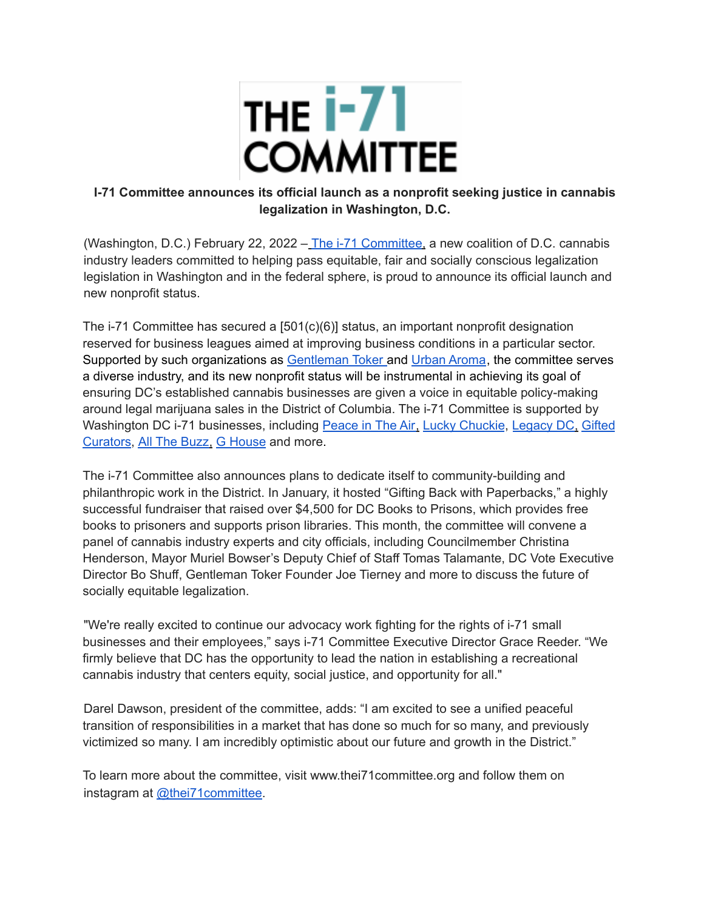THE i-71 COMMITTEE

**I-71 Committee announces its official launch as a nonprofit seeking justice in cannabis legalization in Washington, D.C.**

(Washington, D.C.) February 22, 2022 – The i-71 Committee, a new coalition of D.C. cannabis industry leaders committed to helping pass equitable, fair and socially conscious legalization legislation in Washington and in the federal sphere, is proud to announce its official launch and new nonprofit status.

The i-71 Committee has secured a [501(c)(6)] status, an important nonprofit designation reserved for business leagues aimed at improving business conditions in a particular sector. Supported by such organizations as Gentleman Toker and Urban Aroma, the committee serves a diverse industry, and its new nonprofit status will be instrumental in achieving its goal of ensuring DC's established cannabis businesses are given a voice in equitable policy-making around legal marijuana sales in the District of Columbia. The i-71 Committee is supported by Washington DC i-71 businesses, including Peace in The Air, Lucky Chuckie, Legacy DC, Gifted Curators, All The Buzz, G House and more.

The i-71 Committee also announces plans to dedicate itself to community-building and philanthropic work in the District. In January, it hosted "Gifting Back with Paperbacks," a highly successful fundraiser that raised over $4,500 for DC Books to Prisons, which provides free books to prisoners and supports prison libraries. This month, the committee will convene a panel of cannabis industry experts and city officials, including Councilmember Christina Henderson, Mayor Muriel Bowser's Deputy Chief of Staff Tomas Talamante, DC Vote Executive Director Bo Shuff, Gentleman Toker Founder Joe Tierney and more to discuss the future of socially equitable legalization.

"We're really excited to continue our advocacy work fighting for the rights of i-71 small businesses and their employees," says i-71 Committee Executive Director Grace Reeder. "We firmly believe that DC has the opportunity to lead the nation in establishing a recreational cannabis industry that centers equity, social justice, and opportunity for all."

Darel Dawson, president of the committee, adds: "I am excited to see a unified peaceful transition of responsibilities in a market that has done so much for so many, and previously victimized so many. I am incredibly optimistic about our future and growth in the District."

To learn more about the committee, visit www.thei71committee.org and follow them on instagram at @thei71committee.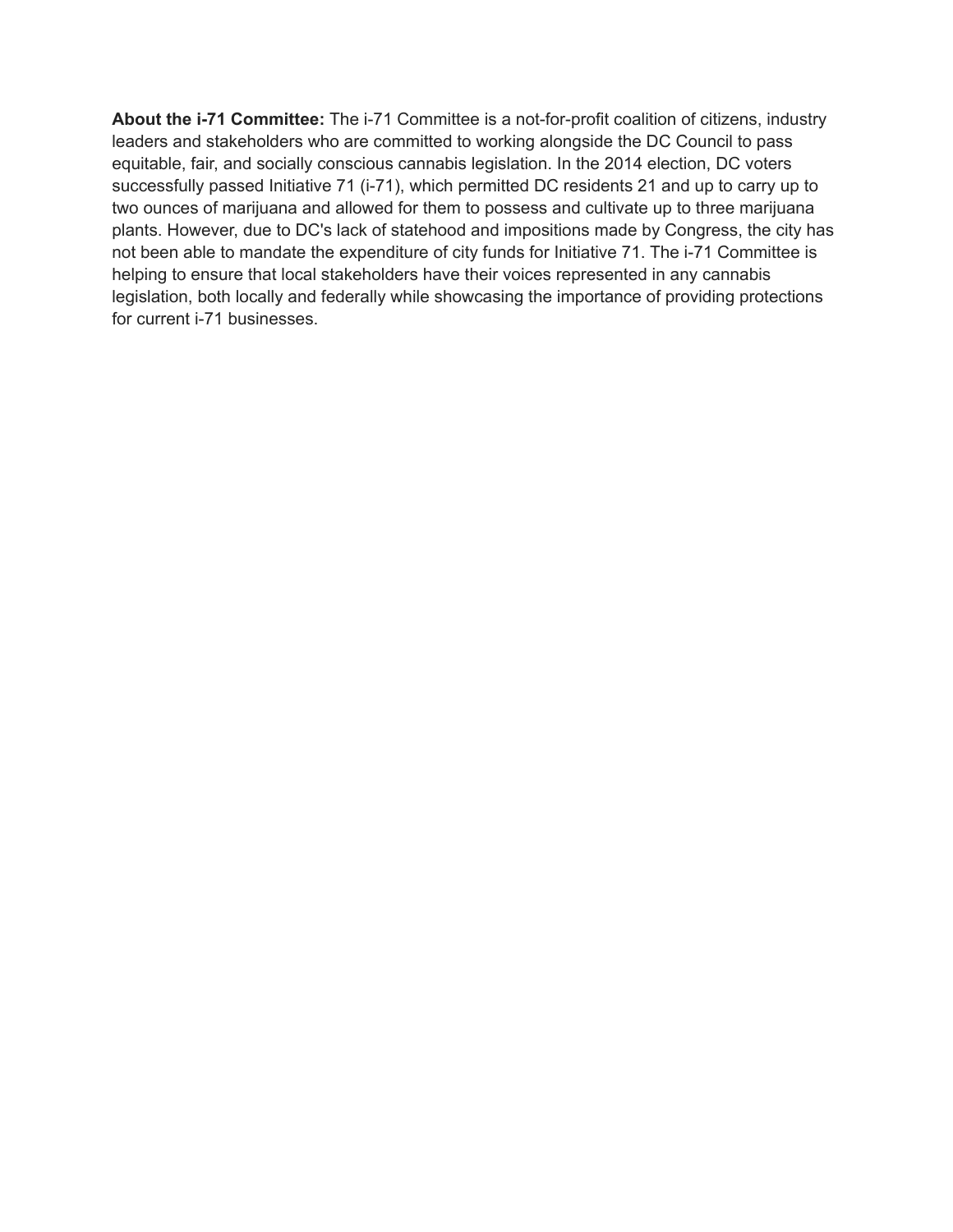**About the i-71 Committee:** The i-71 Committee is a not-for-profit coalition of citizens, industry leaders and stakeholders who are committed to working alongside the DC Council to pass equitable, fair, and socially conscious cannabis legislation. In the 2014 election, DC voters successfully passed Initiative 71 (i-71), which permitted DC residents 21 and up to carry up to two ounces of marijuana and allowed for them to possess and cultivate up to three marijuana plants. However, due to DC's lack of statehood and impositions made by Congress, the city has not been able to mandate the expenditure of city funds for Initiative 71. The i-71 Committee is helping to ensure that local stakeholders have their voices represented in any cannabis legislation, both locally and federally while showcasing the importance of providing protections for current i-71 businesses.